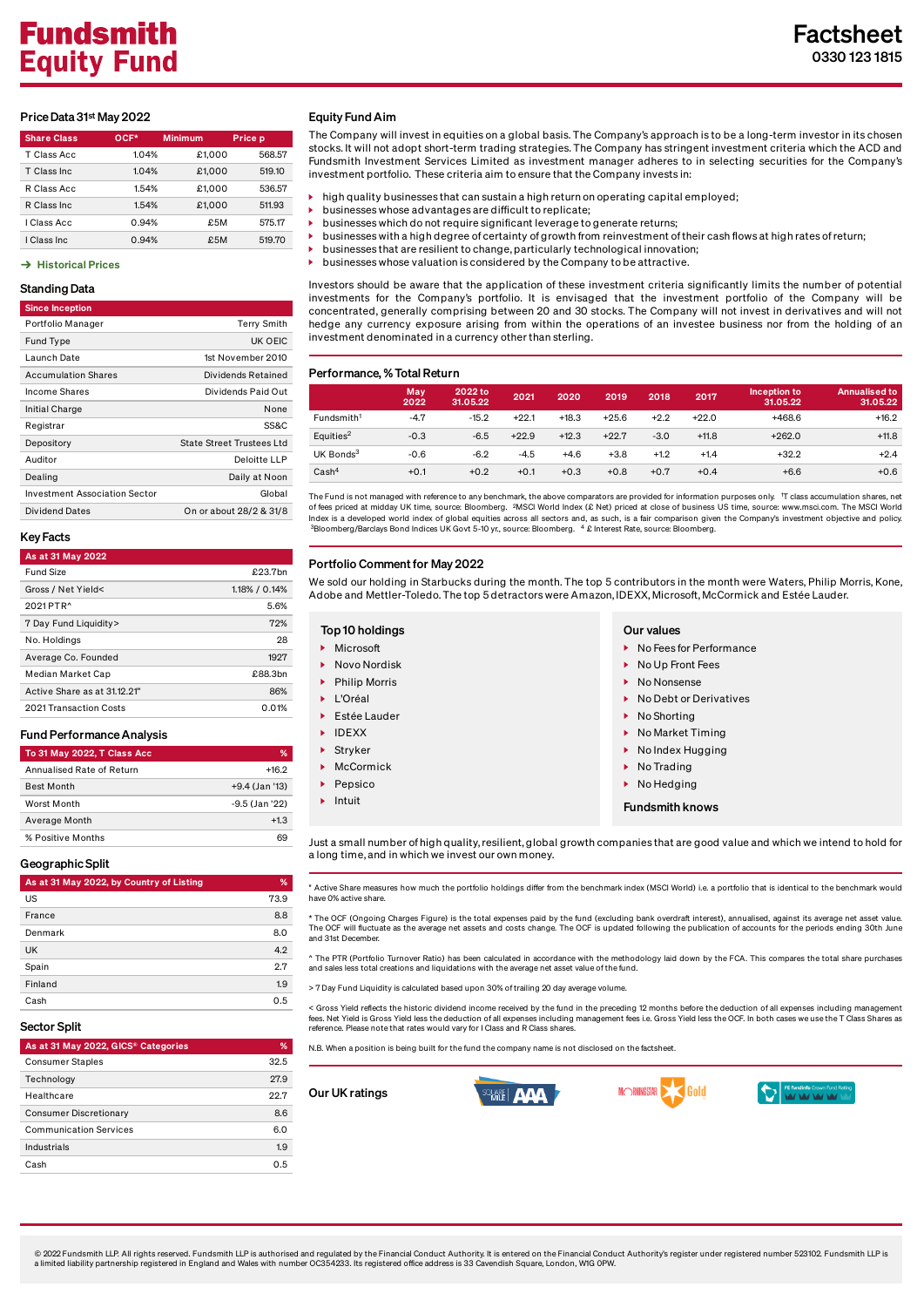# Fundsmith Equity Fund

# Factsheet

0330 123 1815

## Price Data 31st May 2022

| Share Class | OCF* | Minimum | Price p |
|---|---|---|---|
| T Class Acc | 1.04% | £1,000 | 568.57 |
| T Class Inc | 1.04% | £1,000 | 519.10 |
| R Class Acc | 1.54% | £1,000 | 536.57 |
| R Class Inc | 1.54% | £1,000 | 511.93 |
| I Class Acc | 0.94% | £5M | 575.17 |
| I Class Inc | 0.94% | £5M | 519.70 |

→ Historical Prices

## Standing Data

| Since Inception | |
|---|---|
| Portfolio Manager | Terry Smith |
| Fund Type | UK OEIC |
| Launch Date | 1st November 2010 |
| Accumulation Shares | Dividends Retained |
| Income Shares | Dividends Paid Out |
| Initial Charge | None |
| Registrar | SS&C |
| Depository | State Street Trustees Ltd |
| Auditor | Deloitte LLP |
| Dealing | Daily at Noon |
| Investment Association Sector | Global |
| Dividend Dates | On or about 28/2 & 31/8 |

## Key Facts

| As at 31 May 2022 | |
|---|---|
| Fund Size | £23.7bn |
| Gross / Net Yield< | 1.18% / 0.14% |
| 2021 PTR^ | 5.6% |
| 7 Day Fund Liquidity> | 72% |
| No. Holdings | 28 |
| Average Co. Founded | 1927 |
| Median Market Cap | £88.3bn |
| Active Share as at 31.12.21" | 86% |
| 2021 Transaction Costs | 0.01% |

## Fund Performance Analysis

| To 31 May 2022, T Class Acc | % |
|---|---|
| Annualised Rate of Return | +16.2 |
| Best Month | +9.4 (Jan '13) |
| Worst Month | -9.5 (Jan '22) |
| Average Month | +1.3 |
| % Positive Months | 69 |

## Geographic Split

| As at 31 May 2022, by Country of Listing | % |
|---|---|
| US | 73.9 |
| France | 8.8 |
| Denmark | 8.0 |
| UK | 4.2 |
| Spain | 2.7 |
| Finland | 1.9 |
| Cash | 0.5 |

## Sector Split

| As at 31 May 2022, GICS* Categories | % |
|---|---|
| Consumer Staples | 32.5 |
| Technology | 27.9 |
| Healthcare | 22.7 |
| Consumer Discretionary | 8.6 |
| Communication Services | 6.0 |
| Industrials | 1.9 |
| Cash | 0.5 |

## Equity Fund Aim

The Company will invest in equities on a global basis. The Company's approach is to be a long-term investor in its chosen stocks. It will not adopt short-term trading strategies. The Company has stringent investment criteria which the ACD and Fundsmith Investment Services Limited as investment manager adheres to in selecting securities for the Company's investment portfolio. These criteria aim to ensure that the Company invests in:

- high quality businesses that can sustain a high return on operating capital employed;
- businesses whose advantages are difficult to replicate;
- businesses which do not require significant leverage to generate returns;
- businesses with a high degree of certainty of growth from reinvestment of their cash flows at high rates of return;
- businesses that are resilient to change, particularly technological innovation;
- businesses whose valuation is considered by the Company to be attractive.

Investors should be aware that the application of these investment criteria significantly limits the number of potential investments for the Company's portfolio. It is envisaged that the investment portfolio of the Company will be concentrated, generally comprising between 20 and 30 stocks. The Company will not invest in derivatives and will not hedge any currency exposure arising from within the operations of an investee business nor from the holding of an investment denominated in a currency other than sterling.

## Performance, % Total Return

| | May 2022 | 2022 to 31.05.22 | 2021 | 2020 | 2019 | 2018 | 2017 | Inception to 31.05.22 | Annualised to 31.05.22 |
|---|---|---|---|---|---|---|---|---|---|
| Fundsmith[1] | -4.7 | -15.2 | +22.1 | +18.3 | +25.6 | +2.2 | +22.0 | +468.6 | +16.2 |
| Equities[2] | -0.3 | -6.5 | +22.9 | +12.3 | +22.7 | -3.0 | +11.8 | +262.0 | +11.8 |
| UK Bonds[3] | -0.6 | -6.2 | -4.5 | +4.6 | +3.8 | +1.2 | +1.4 | +32.2 | +2.4 |
| Cash[4] | +0.1 | +0.2 | +0.1 | +0.3 | +0.8 | +0.7 | +0.4 | +6.6 | +0.6 |

The Fund is not managed with reference to any benchmark, the above comparators are provided for information purposes only. [1]T class accumulation shares, net of fees priced at midday UK time, source: Bloomberg. [2]MSCI World Index (£ Net) priced at close of business US time, source: www.msci.com. The MSCI World Index is a developed world index of global equities across all sectors and, as such, is a fair comparison given the Company's investment objective and policy. [3]Bloomberg/Barclays Bond Indices UK Govt 5-10 yr., source: Bloomberg. [4] £ Interest Rate, source: Bloomberg.

## Portfolio Comment for May 2022

We sold our holding in Starbucks during the month. The top 5 contributors in the month were Waters, Philip Morris, Kone, Adobe and Mettler-Toledo. The top 5 detractors were Amazon, IDEXX, Microsoft, McCormick and Estée Lauder.

### Top 10 holdings

- Microsoft
- Novo Nordisk
- Philip Morris
- L'Oréal
- Estée Lauder
- IDEXX
- Stryker
- McCormick
- Pepsico
- Intuit

### Our values

- No Fees for Performance
- No Up Front Fees
- No Nonsense
- No Debt or Derivatives
- No Shorting
- No Market Timing
- No Index Hugging
- No Trading
- No Hedging

**Fundsmith knows**

Just a small number of high quality, resilient, global growth companies that are good value and which we intend to hold for a long time, and in which we invest our own money.

" Active Share measures how much the portfolio holdings differ from the benchmark index (MSCI World) i.e. a portfolio that is identical to the benchmark would have 0% active share.

* The OCF (Ongoing Charges Figure) is the total expenses paid by the fund (excluding bank overdraft interest), annualised, against its average net asset value. The OCF will fluctuate as the average net assets and costs change. The OCF is updated following the publication of accounts for the periods ending 30th June and 31st December.

^ The PTR (Portfolio Turnover Ratio) has been calculated in accordance with the methodology laid down by the FCA. This compares the total share purchases and sales less total creations and liquidations with the average net asset value of the fund.

> 7 Day Fund Liquidity is calculated based upon 30% of trailing 20 day average volume.

< Gross Yield reflects the historic dividend income received by the fund in the preceding 12 months before the deduction of all expenses including management fees. Net Yield is Gross Yield less the deduction of all expenses including management fees i.e. Gross Yield less the OCF. In both cases we use the T Class Shares as reference. Please note that rates would vary for I Class and R Class shares.

N.B. When a position is being built for the fund the company name is not disclosed on the factsheet.

## Our UK ratings

Square Mile AAA · Morningstar Gold · FE fundinfo Crown Fund Rating

© 2022 Fundsmith LLP. All rights reserved. Fundsmith LLP is authorised and regulated by the Financial Conduct Authority. It is entered on the Financial Conduct Authority's register under registered number 523102. Fundsmith LLP is a limited liability partnership registered in England and Wales with number OC354233. Its registered office address is 33 Cavendish Square, London, W1G 0PW.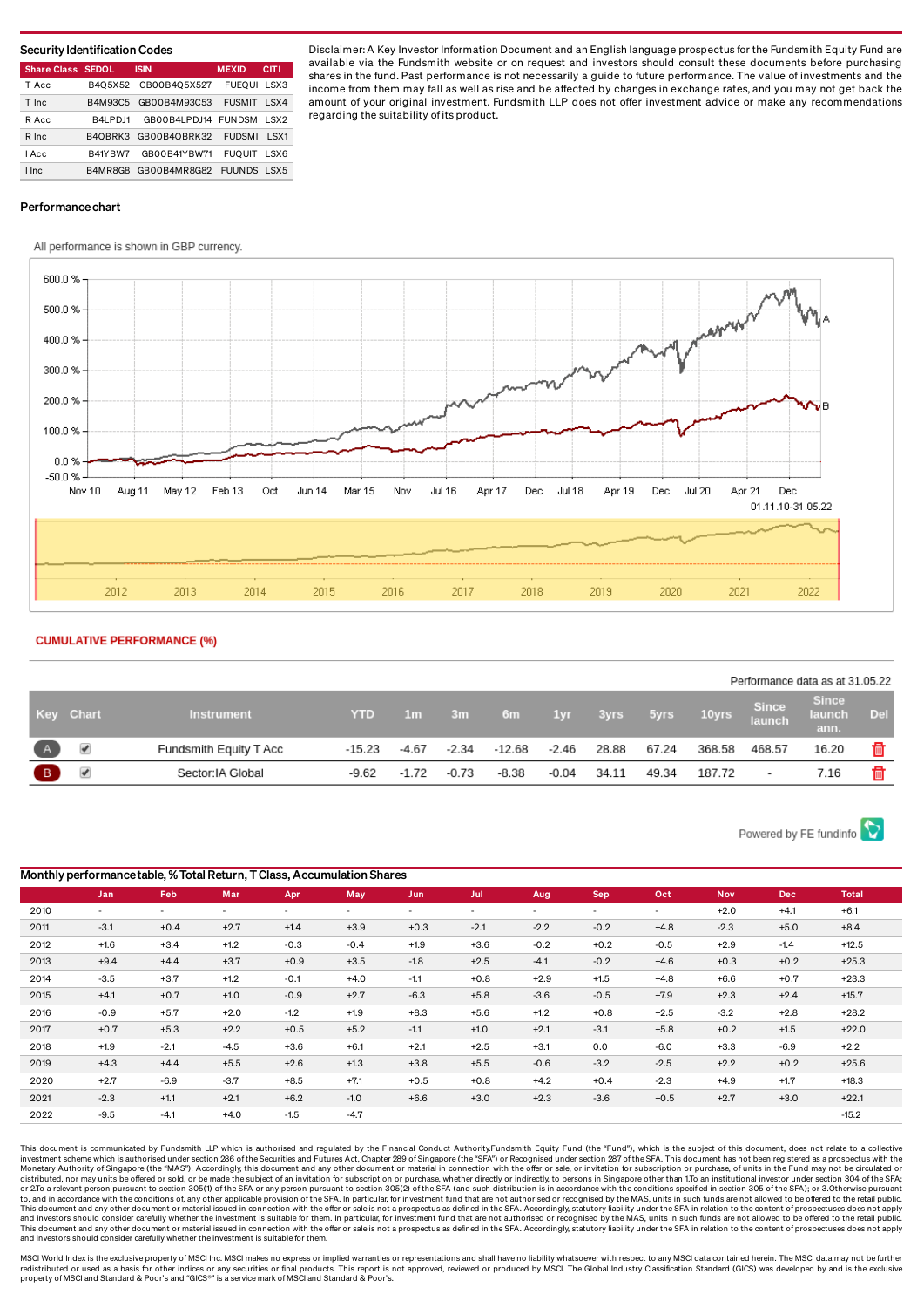## Security Identification Codes

| Share Class | SEDOL | ISIN | MEXID | CITI |
|---|---|---|---|---|
| T Acc | B4Q5X52 | GB00B4Q5X527 | FUEQUI | LSX3 |
| T Inc | B4M93C5 | GB00B4M93C53 | FUSMIT | LSX4 |
| R Acc | B4LPDJ1 | GB00B4LPDJ14 | FUNDSM | LSX2 |
| R Inc | B4QBRK3 | GB00B4QBRK32 | FUDSMI | LSX1 |
| I Acc | B41YBW7 | GB00B41YBW71 | FUQUIT | LSX6 |
| I Inc | B4MR8G8 | GB00B4MR8G82 | FUUNDS | LSX5 |

Disclaimer: A Key Investor Information Document and an English language prospectus for the Fundsmith Equity Fund are available via the Fundsmith website or on request and investors should consult these documents before purchasing shares in the fund. Past performance is not necessarily a guide to future performance. The value of investments and the income from them may fall as well as rise and be affected by changes in exchange rates, and you may not get back the amount of your original investment. Fundsmith LLP does not offer investment advice or make any recommendations regarding the suitability of its product.

## Performance chart

All performance is shown in GBP currency.

600.0 %
500.0 %
400.0 %
300.0 %
200.0 %
100.0 %
0.0 %
-50.0 %

Nov 10 Aug 11 May 12 Feb 13 Oct Jun 14 Mar 15 Nov Jul 16 Apr 17 Dec Jul 18 Apr 19 Dec Jul 20 Apr 21 Dec

A
B

01.11.10-31.05.22

2012 2013 2014 2015 2016 2017 2018 2019 2020 2021 2022

### CUMULATIVE PERFORMANCE (%)

Performance data as at 31.05.22

| Key | Chart | Instrument | YTD | 1m | 3m | 6m | 1yr | 3yrs | 5yrs | 10yrs | Since launch | Since launch ann. | Del |
|---|---|---|---|---|---|---|---|---|---|---|---|---|---|
| A | ✓ | Fundsmith Equity T Acc | -15.23 | -4.67 | -2.34 | -12.68 | -2.46 | 28.88 | 67.24 | 368.58 | 468.57 | 16.20 | |
| B | ✓ | Sector:IA Global | -9.62 | -1.72 | -0.73 | -8.38 | -0.04 | 34.11 | 49.34 | 187.72 | - | 7.16 | |

Powered by FE fundinfo

## Monthly performance table, % Total Return, T Class, Accumulation Shares

| | Jan | Feb | Mar | Apr | May | Jun | Jul | Aug | Sep | Oct | Nov | Dec | Total |
|---|---|---|---|---|---|---|---|---|---|---|---|---|---|
| 2010 | - | - | - | - | - | - | - | - | - | - | +2.0 | +4.1 | +6.1 |
| 2011 | -3.1 | +0.4 | +2.7 | +1.4 | +3.9 | +0.3 | -2.1 | -2.2 | -0.2 | +4.8 | -2.3 | +5.0 | +8.4 |
| 2012 | +1.6 | +3.4 | +1.2 | -0.3 | -0.4 | +1.9 | +3.6 | -0.2 | +0.2 | -0.5 | +2.9 | -1.4 | +12.5 |
| 2013 | +9.4 | +4.4 | +3.7 | +0.9 | +3.5 | -1.8 | +2.5 | -4.1 | -0.2 | +4.6 | +0.3 | +0.2 | +25.3 |
| 2014 | -3.5 | +3.7 | +1.2 | -0.1 | +4.0 | -1.1 | +0.8 | +2.9 | +1.5 | +4.8 | +6.6 | +0.7 | +23.3 |
| 2015 | +4.1 | +0.7 | +1.0 | -0.9 | +2.7 | -6.3 | +5.8 | -3.6 | -0.5 | +7.9 | +2.3 | +2.4 | +15.7 |
| 2016 | -0.9 | +5.7 | +2.0 | -1.2 | +1.9 | +8.3 | +5.6 | +1.2 | +0.8 | +2.5 | -3.2 | +2.8 | +28.2 |
| 2017 | +0.7 | +5.3 | +2.2 | +0.5 | +5.2 | -1.1 | +1.0 | +2.1 | -3.1 | +5.8 | +0.2 | +1.5 | +22.0 |
| 2018 | +1.9 | -2.1 | -4.5 | +3.6 | +6.1 | +2.1 | +2.5 | +3.1 | 0.0 | -6.0 | +3.3 | -6.9 | +2.2 |
| 2019 | +4.3 | +4.4 | +5.5 | +2.6 | +1.3 | +3.8 | +5.5 | -0.6 | -3.2 | -2.5 | +2.2 | +0.2 | +25.6 |
| 2020 | +2.7 | -6.9 | -3.7 | +8.5 | +7.1 | +0.5 | +0.8 | +4.2 | +0.4 | -2.3 | +4.9 | +1.7 | +18.3 |
| 2021 | -2.3 | +1.1 | +2.1 | +6.2 | -1.0 | +6.6 | +3.0 | +2.3 | -3.6 | +0.5 | +2.7 | +3.0 | +22.1 |
| 2022 | -9.5 | -4.1 | +4.0 | -1.5 | -4.7 | | | | | | | | -15.2 |

This document is communicated by Fundsmith LLP which is authorised and regulated by the Financial Conduct Authority.Fundsmith Equity Fund (the "Fund"), which is the subject of this document, does not relate to a collective investment scheme which is authorised under section 286 of the Securities and Futures Act, Chapter 289 of Singapore (the "SFA") or Recognised under section 287 of the SFA. This document has not been registered as a prospectus with the Monetary Authority of Singapore (the "MAS"). Accordingly, this document and any other document or material in connection with the offer or sale, or invitation for subscription or purchase, of units in the Fund may not be circulated or distributed, nor may units be offered or sold, or be made the subject of an invitation for subscription or purchase, whether directly or indirectly, to persons in Singapore other than 1.To an institutional investor under section 304 of the SFA; or 2.To a relevant person pursuant to section 305(1) of the SFA or any person pursuant to section 305(2) of the SFA (and such distribution is in accordance with the conditions specified in section 305 of the SFA); or 3.Otherwise pursuant to, and in accordance with the conditions of, any other applicable provision of the SFA. In particular, for investment fund that are not authorised or recognised by the MAS, units in such funds are not allowed to be offered to the retail public. This document and any other document or material issued in connection with the offer or sale is not a prospectus as defined in the SFA. Accordingly, statutory liability under the SFA in relation to the content of prospectuses does not apply and investors should consider carefully whether the investment is suitable for them. In particular, for investment fund that are not authorised or recognised by the MAS, units in such funds are not allowed to be offered to the retail public. This document and any other document or material issued in connection with the offer or sale is not a prospectus as defined in the SFA. Accordingly, statutory liability under the SFA in relation to the content of prospectuses does not apply and investors should consider carefully whether the investment is suitable for them.

MSCI World Index is the exclusive property of MSCI Inc. MSCI makes no express or implied warranties or representations and shall have no liability whatsoever with respect to any MSCI data contained herein. The MSCI data may not be further redistributed or used as a basis for other indices or any securities or final products. This report is not approved, reviewed or produced by MSCI. The Global Industry Classification Standard (GICS) was developed by and is the exclusive property of MSCI and Standard & Poor's and "GICS®" is a service mark of MSCI and Standard & Poor's.